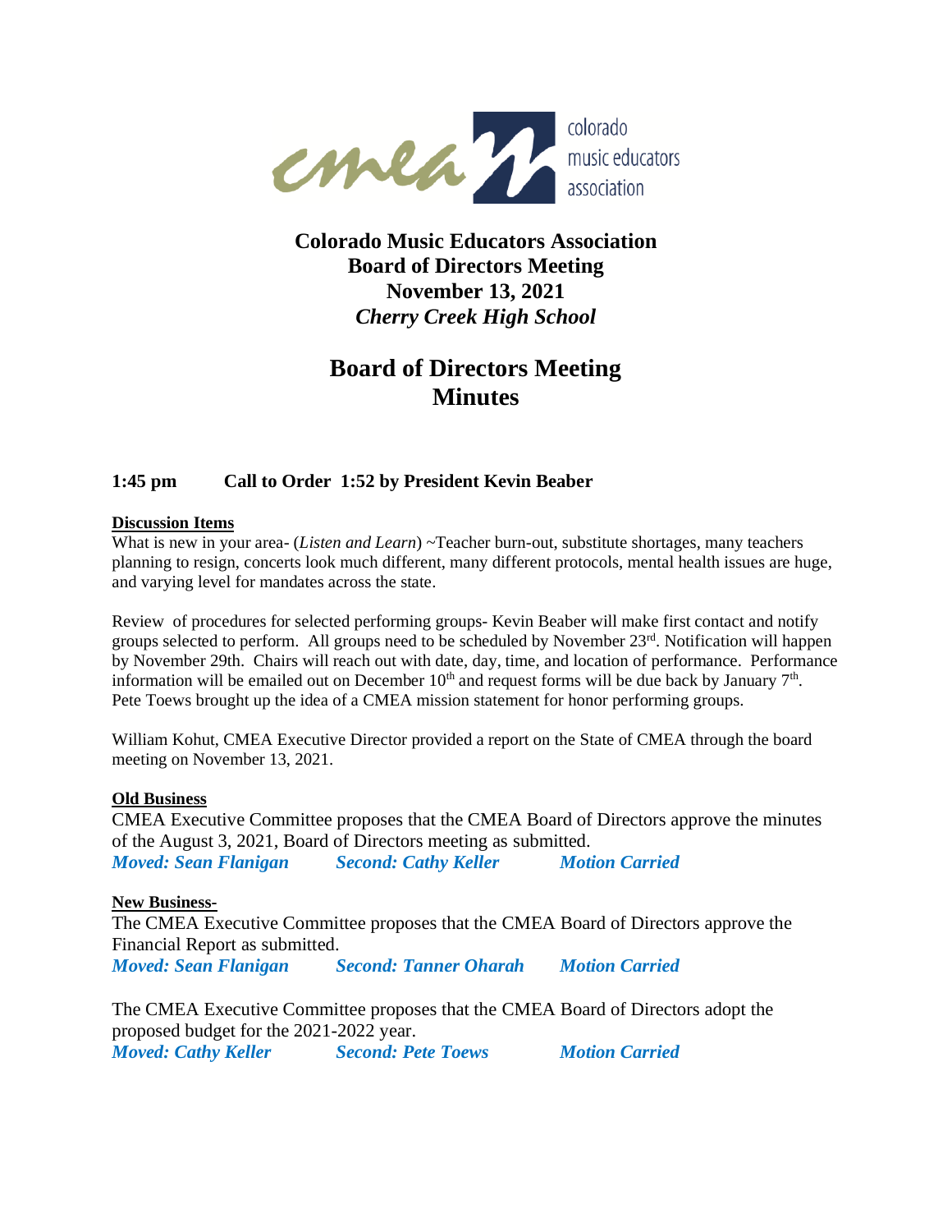# Colorado Music Educators Association
## Board of Directors Meeting
## November 13, 2021
### *Cherry Creek High School*

# Board of Directors Meeting Minutes

**1:45 pm Call to Order 1:52 by President Kevin Beaber**

**Discussion Items**

What is new in your area- (*Listen and Learn*) ~Teacher burn-out, substitute shortages, many teachers planning to resign, concerts look much different, many different protocols, mental health issues are huge, and varying level for mandates across the state.

Review of procedures for selected performing groups- Kevin Beaber will make first contact and notify groups selected to perform. All groups need to be scheduled by November 23rd. Notification will happen by November 29th. Chairs will reach out with date, day, time, and location of performance. Performance information will be emailed out on December 10th and request forms will be due back by January 7th. Pete Toews brought up the idea of a CMEA mission statement for honor performing groups.

William Kohut, CMEA Executive Director provided a report on the State of CMEA through the board meeting on November 13, 2021.

**Old Business**

CMEA Executive Committee proposes that the CMEA Board of Directors approve the minutes of the August 3, 2021, Board of Directors meeting as submitted.

***Moved: Sean Flanigan Second: Cathy Keller Motion Carried***

**New Business-**

The CMEA Executive Committee proposes that the CMEA Board of Directors approve the Financial Report as submitted.

***Moved: Sean Flanigan Second: Tanner Oharah Motion Carried***

The CMEA Executive Committee proposes that the CMEA Board of Directors adopt the proposed budget for the 2021-2022 year.

***Moved: Cathy Keller Second: Pete Toews Motion Carried***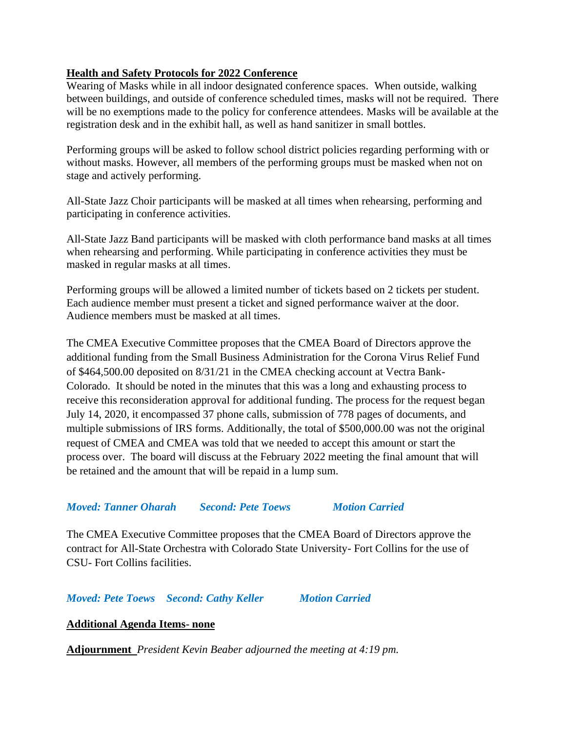**Health and Safety Protocols for 2022 Conference**

Wearing of Masks while in all indoor designated conference spaces. When outside, walking between buildings, and outside of conference scheduled times, masks will not be required. There will be no exemptions made to the policy for conference attendees. Masks will be available at the registration desk and in the exhibit hall, as well as hand sanitizer in small bottles.

Performing groups will be asked to follow school district policies regarding performing with or without masks. However, all members of the performing groups must be masked when not on stage and actively performing.

All-State Jazz Choir participants will be masked at all times when rehearsing, performing and participating in conference activities.

All-State Jazz Band participants will be masked with cloth performance band masks at all times when rehearsing and performing. While participating in conference activities they must be masked in regular masks at all times.

Performing groups will be allowed a limited number of tickets based on 2 tickets per student. Each audience member must present a ticket and signed performance waiver at the door. Audience members must be masked at all times.

The CMEA Executive Committee proposes that the CMEA Board of Directors approve the additional funding from the Small Business Administration for the Corona Virus Relief Fund of $464,500.00 deposited on 8/31/21 in the CMEA checking account at Vectra Bank-Colorado. It should be noted in the minutes that this was a long and exhausting process to receive this reconsideration approval for additional funding. The process for the request began July 14, 2020, it encompassed 37 phone calls, submission of 778 pages of documents, and multiple submissions of IRS forms. Additionally, the total of $500,000.00 was not the original request of CMEA and CMEA was told that we needed to accept this amount or start the process over. The board will discuss at the February 2022 meeting the final amount that will be retained and the amount that will be repaid in a lump sum.

***Moved: Tanner Oharah Second: Pete Toews Motion Carried***

The CMEA Executive Committee proposes that the CMEA Board of Directors approve the contract for All-State Orchestra with Colorado State University- Fort Collins for the use of CSU- Fort Collins facilities.

***Moved: Pete Toews Second: Cathy Keller Motion Carried***

**Additional Agenda Items- none**

**Adjournment** *President Kevin Beaber adjourned the meeting at 4:19 pm.*